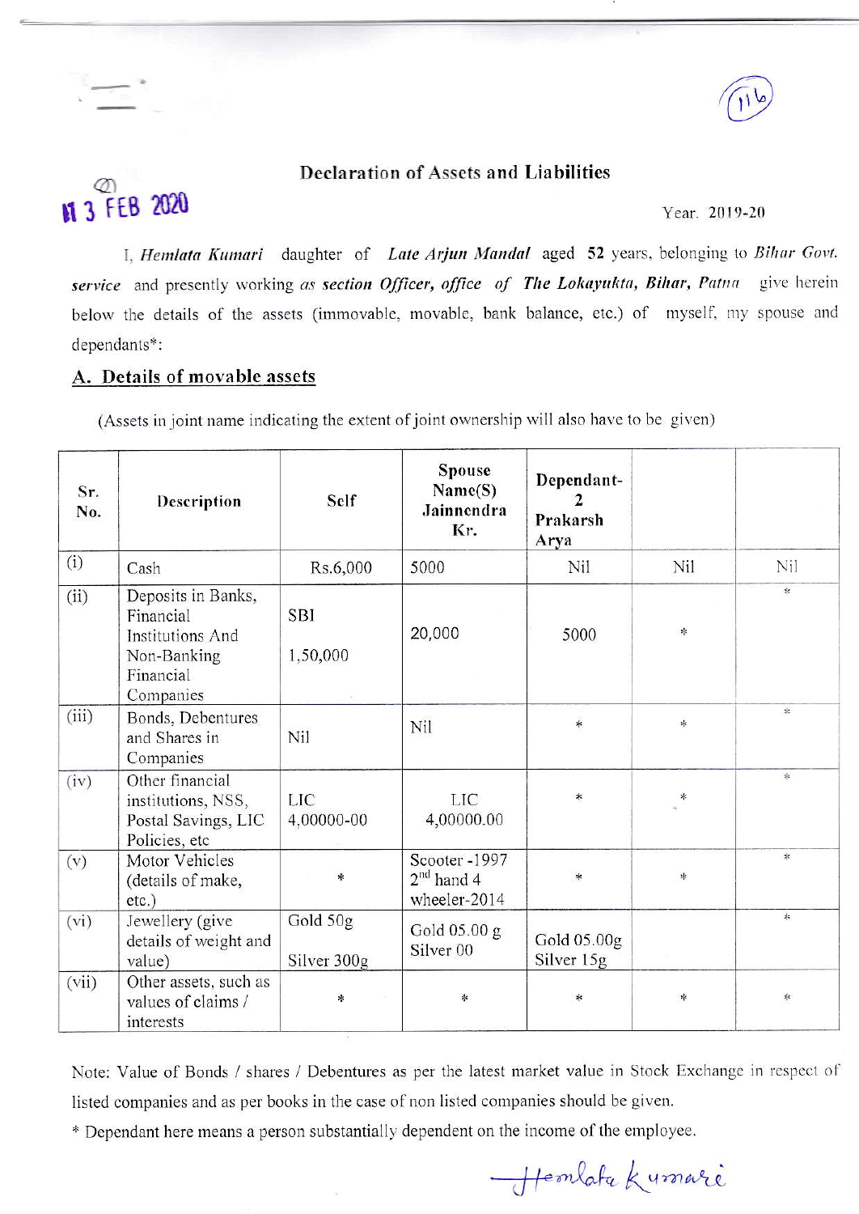# Declaration of Assets and Liabilities

13 FEB 2020

Year. 2019-20

I, *Hemlata Kumari* daughter of *Late Arjun Mandal* aged 52 years, belonging to *Bihar Govt. service* and presently working *as section Officer, office of The Lokayukta, Bihar, Patna* give herein below the details of the assets (immovable, movable, bank balance, etc.) of myself, my spouse and dependants*:

## A. Details of movable assets

(Assets in joint name indicating the extent of joint ownership will also have to be given)

| Sr. No. | Description | Self | Spouse Name(S) Jainnendra Kr. | Dependant-2 Prakarsh Arya | | |
|---|---|---|---|---|---|---|
| (i) | Cash | Rs.6,000 | 5000 | Nil | Nil | Nil |
| (ii) | Deposits in Banks, Financial Institutions And Non-Banking Financial Companies | SBI 1,50,000 | 20,000 | 5000 | * | * |
| (iii) | Bonds, Debentures and Shares in Companies | Nil | Nil | * | * | * |
| (iv) | Other financial institutions, NSS, Postal Savings, LIC Policies, etc | LIC 4,00000-00 | LIC 4,00000.00 | * | * | * |
| (v) | Motor Vehicles (details of make, etc.) | * | Scooter -1997 2nd hand 4 wheeler-2014 | * | * | * |
| (vi) | Jewellery (give details of weight and value) | Gold 50g Silver 300g | Gold 05.00 g Silver 00 | Gold 05.00g Silver 15g | | * |
| (vii) | Other assets, such as values of claims / interests | * | * | * | * | * |

Note: Value of Bonds / shares / Debentures as per the latest market value in Stock Exchange in respect of listed companies and as per books in the case of non listed companies should be given.

\* Dependant here means a person substantially dependent on the income of the employee.

Hemlata Kumari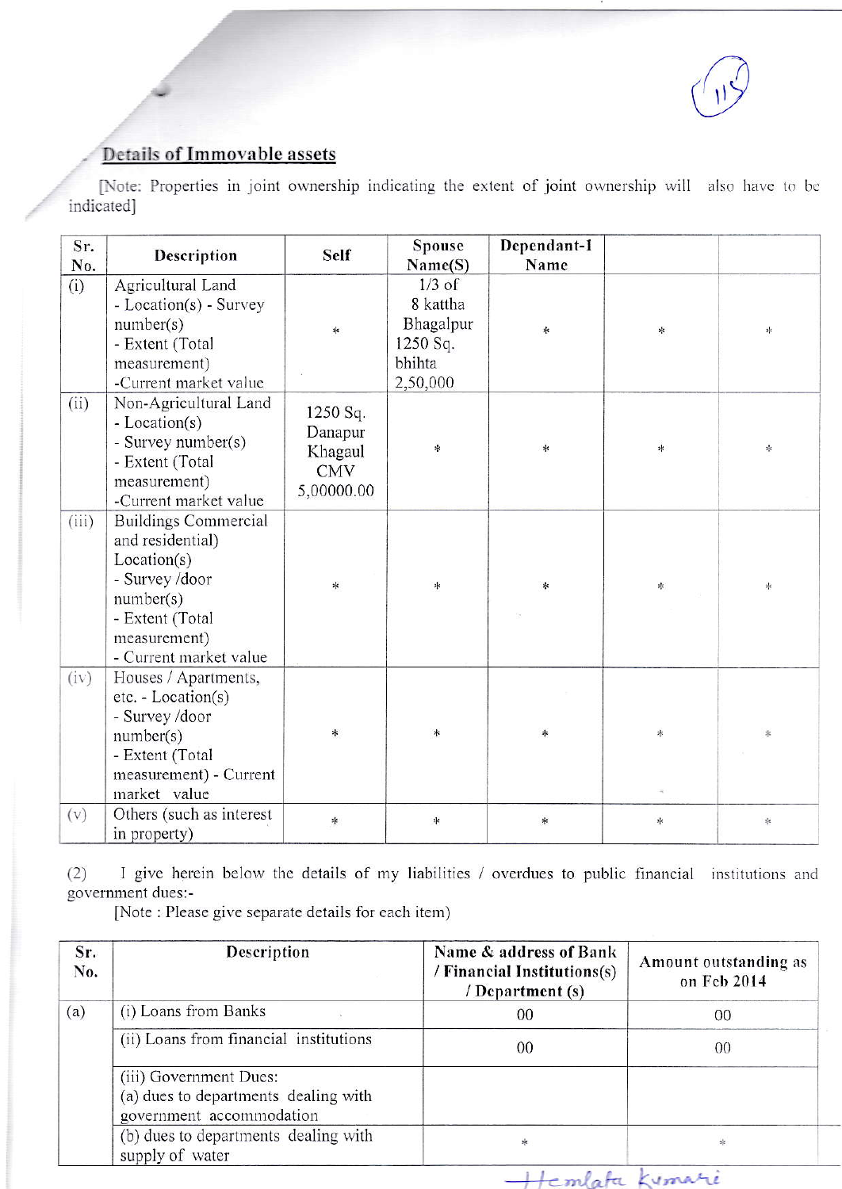## Details of Immovable assets

[Note: Properties in joint ownership indicating the extent of joint ownership will also have to be indicated]

| Sr. No. | Description | Self | Spouse Name(S) | Dependant-1 Name | | |
|---|---|---|---|---|---|---|
| (i) | Agricultural Land - Location(s) - Survey number(s) - Extent (Total measurement) -Current market value | * | 1/3 of 8 kattha Bhagalpur 1250 Sq. bhihta 2,50,000 | * | * | * |
| (ii) | Non-Agricultural Land - Location(s) - Survey number(s) - Extent (Total measurement) -Current market value | 1250 Sq. Danapur Khagaul CMV 5,00000.00 | * | * | * | * |
| (iii) | Buildings Commercial and residential) Location(s) - Survey /door number(s) - Extent (Total measurement) - Current market value | * | * | * | * | * |
| (iv) | Houses / Apartments, etc. - Location(s) - Survey /door number(s) - Extent (Total measurement) - Current market value | * | * | * | * | * |
| (v) | Others (such as interest in property) | * | * | * | * | * |

(2) I give herein below the details of my liabilities / overdues to public financial institutions and government dues:-

[Note : Please give separate details for each item)

| Sr. No. | Description | Name & address of Bank / Financial Institutions(s) / Department (s) | Amount outstanding as on Feb 2014 |
|---|---|---|---|
| (a) | (i) Loans from Banks | 00 | 00 |
| | (ii) Loans from financial institutions | 00 | 00 |
| | (iii) Government Dues: (a) dues to departments dealing with government accommodation | | |
| | (b) dues to departments dealing with supply of water | * | * |

Hemlata Kumari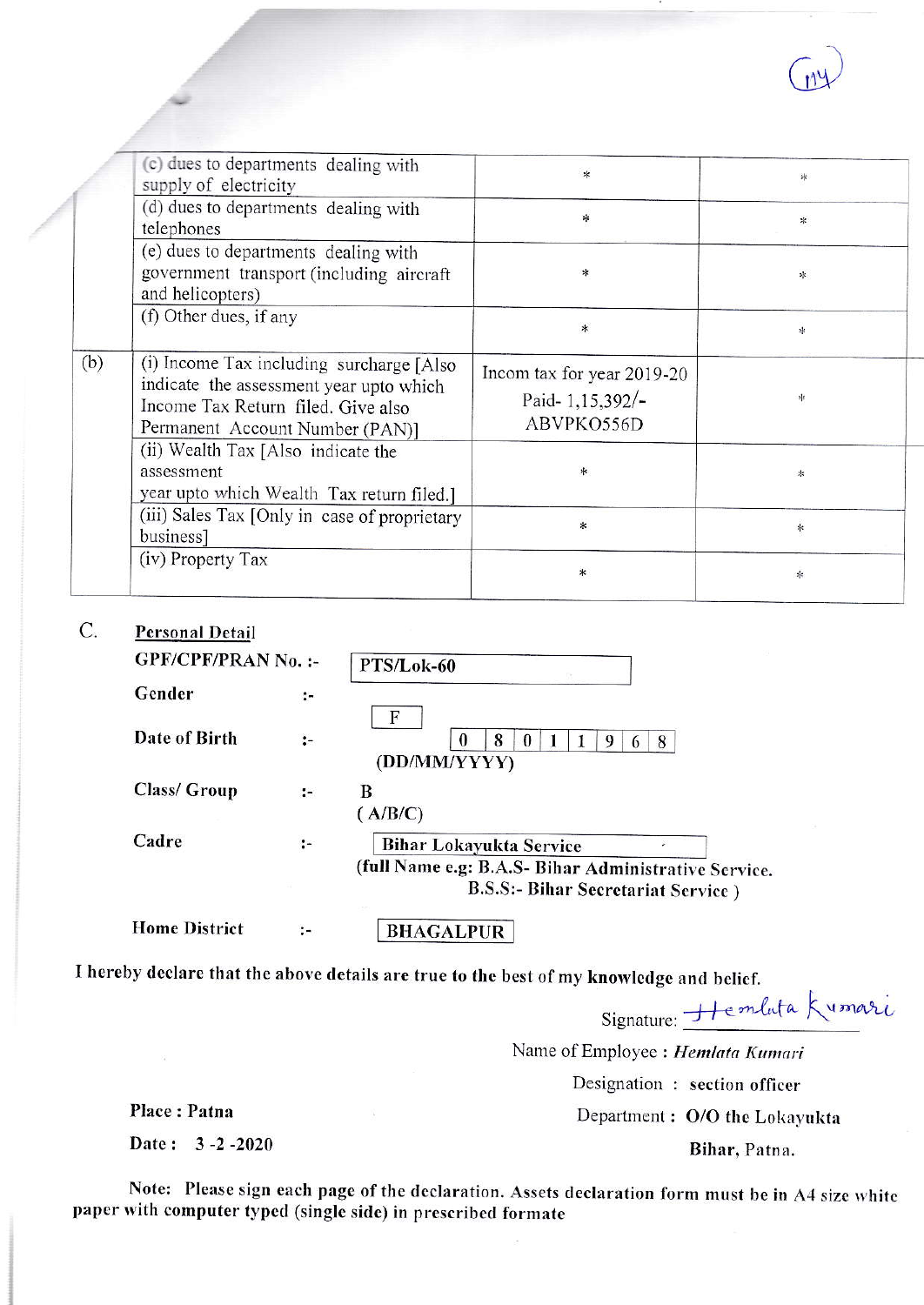| | | | |
|---|---|---|---|
| | (c) dues to departments dealing with supply of electricity | * | * |
| | (d) dues to departments dealing with telephones | * | * |
| | (e) dues to departments dealing with government transport (including aircraft and helicopters) | * | * |
| | (f) Other dues, if any | * | * |
| (b) | (i) Income Tax including surcharge [Also indicate the assessment year upto which Income Tax Return filed. Give also Permanent Account Number (PAN)] | Incom tax for year 2019-20 Paid- 1,15,392/- ABVPKO556D | * |
| | (ii) Wealth Tax [Also indicate the assessment year upto which Wealth Tax return filed.] | * | * |
| | (iii) Sales Tax [Only in case of proprietary business] | * | * |
| | (iv) Property Tax | * | * |

C. **Personal Detail**

**GPF/CPF/PRAN No. :-** PTS/Lok-60

**Gender** :- F

**Date of Birth** :- 0 8 0 1 1 9 6 8 (DD/MM/YYYY)

**Class/ Group** :- B (A/B/C)

**Cadre** :- Bihar Lokayukta Service
(full Name e.g: B.A.S- Bihar Administrative Service. B.S.S:- Bihar Secretariat Service )

**Home District** :- BHAGALPUR

I hereby declare that the above details are true to the best of my knowledge and belief.

Signature: Hemlata Kumari

Name of Employee : *Hemlata Kumari*

Designation : section officer

Department : O/O the Lokayukta Bihar, Patna.

**Place :** Patna

**Date :** 3 -2 -2020

**Note:** Please sign each page of the declaration. Assets declaration form must be in A4 size white paper with computer typed (single side) in prescribed formate